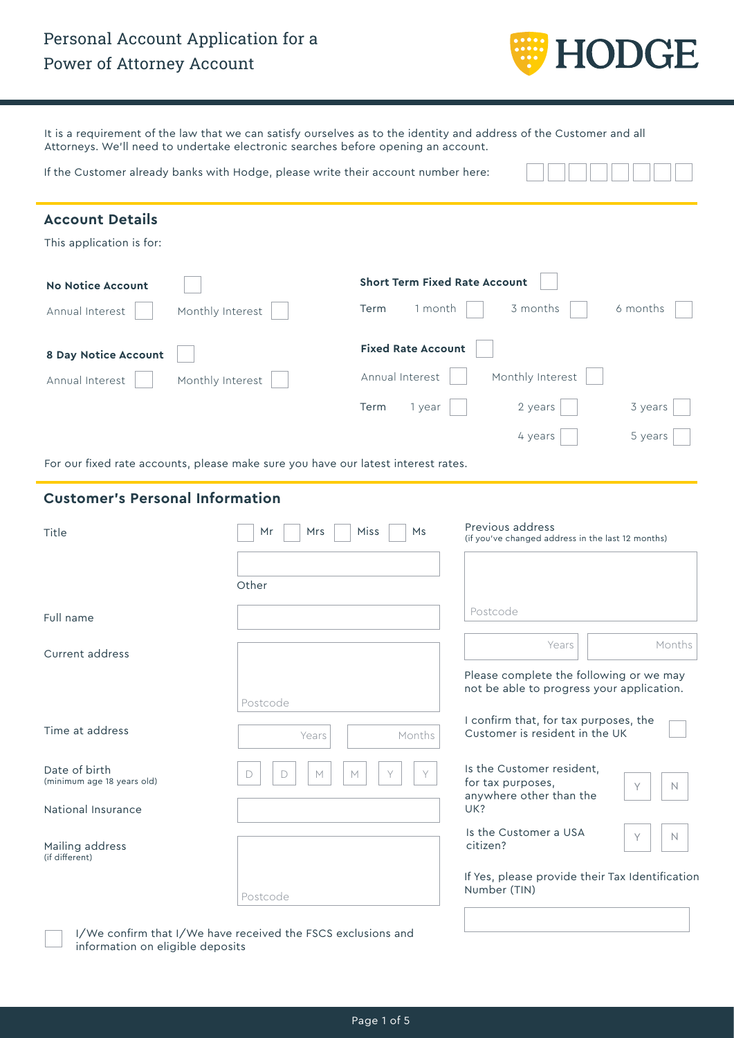# Personal Account Application for a Power of Attorney Account

HODGE

It is a requirement of the law that we can satisfy ourselves as to the identity and address of the Customer and all Attorneys. We'll need to undertake electronic searches before opening an account.

If the Customer already banks with Hodge, please write their account number here: ☐☐☐☐☐☐☐☐

## Account Details

This application is for:

**No Notice Account** ☐

Annual Interest ☐ Monthly Interest ☐

**8 Day Notice Account** ☐

Annual Interest ☐ Monthly Interest ☐

**Short Term Fixed Rate Account** ☐

Term: 1 month ☐ 3 months ☐ 6 months ☐

**Fixed Rate Account** ☐

Annual Interest ☐ Monthly Interest ☐

Term: 1 year ☐ 2 years ☐ 3 years ☐ 4 years ☐ 5 years ☐

For our fixed rate accounts, please make sure you have our latest interest rates.

## Customer's Personal Information

Title: ☐ Mr ☐ Mrs ☐ Miss ☐ Ms

Other: ____________

Full name: ____________

Current address: ____________

Postcode: ____________

Time at address: Years ______ Months ______

Date of birth (minimum age 18 years old): D D / M M / Y Y

National Insurance: ____________

Mailing address (if different): ____________

Postcode: ____________

☐ I/We confirm that I/We have received the FSCS exclusions and information on eligible deposits

Previous address (if you've changed address in the last 12 months): ____________

Postcode: ____________

Years ______ Months ______

Please complete the following or we may not be able to progress your application.

I confirm that, for tax purposes, the Customer is resident in the UK ☐

Is the Customer resident, for tax purposes, anywhere other than the UK? Y ☐ N ☐

Is the Customer a USA citizen? Y ☐ N ☐

If Yes, please provide their Tax Identification Number (TIN): ____________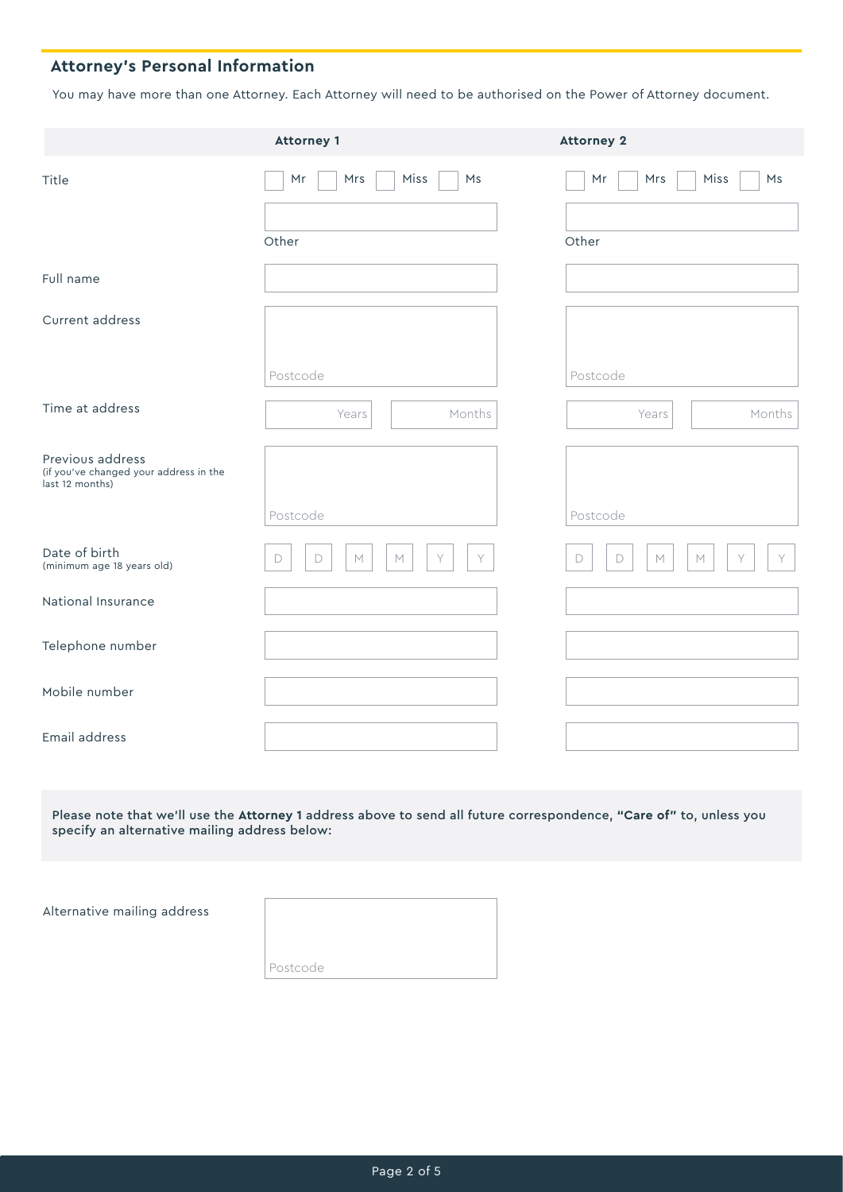## Attorney's Personal Information

You may have more than one Attorney. Each Attorney will need to be authorised on the Power of Attorney document.

| | Attorney 1 | Attorney 2 |
|---|---|---|
| Title | ☐ Mr ☐ Mrs ☐ Miss ☐ Ms<br>Other | ☐ Mr ☐ Mrs ☐ Miss ☐ Ms<br>Other |
| Full name | | |
| Current address | Postcode | Postcode |
| Time at address | Years / Months | Years / Months |
| Previous address (if you've changed your address in the last 12 months) | Postcode | Postcode |
| Date of birth (minimum age 18 years old) | D D M M Y Y | D D M M Y Y |
| National Insurance | | |
| Telephone number | | |
| Mobile number | | |
| Email address | | |

**Please note that we'll use the Attorney 1 address above to send all future correspondence, "Care of" to, unless you specify an alternative mailing address below:**

Alternative mailing address

Postcode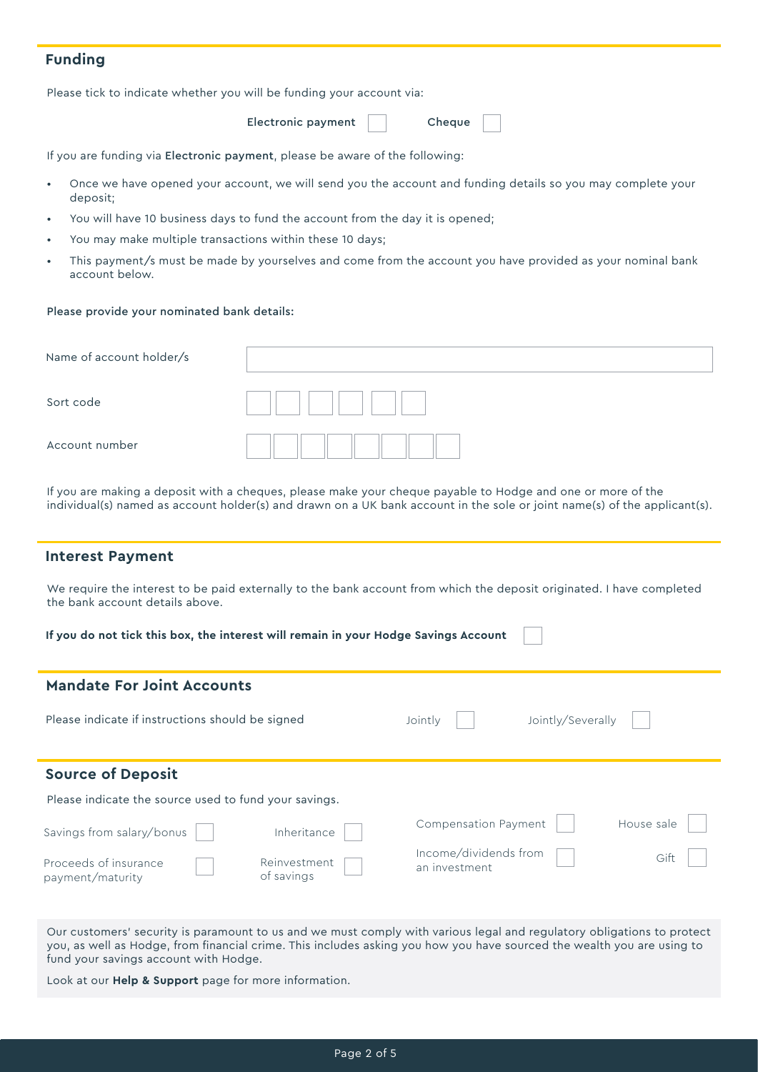## Funding

Please tick to indicate whether you will be funding your account via:

Electronic payment ☐ Cheque ☐

If you are funding via **Electronic payment**, please be aware of the following:

- Once we have opened your account, we will send you the account and funding details so you may complete your deposit;
- You will have 10 business days to fund the account from the day it is opened;
- You may make multiple transactions within these 10 days;
- This payment/s must be made by yourselves and come from the account you have provided as your nominal bank account below.

**Please provide your nominated bank details:**

| | |
|---|---|
| Name of account holder/s | |
| Sort code | ☐☐ ☐☐ ☐☐ |
| Account number | ☐☐☐☐☐☐☐☐ |

If you are making a deposit with a cheques, please make your cheque payable to Hodge and one or more of the individual(s) named as account holder(s) and drawn on a UK bank account in the sole or joint name(s) of the applicant(s).

## Interest Payment

We require the interest to be paid externally to the bank account from which the deposit originated. I have completed the bank account details above.

**If you do not tick this box, the interest will remain in your Hodge Savings Account** ☐

## Mandate For Joint Accounts

Please indicate if instructions should be signed Jointly ☐ Jointly/Severally ☐

## Source of Deposit

Please indicate the source used to fund your savings.

| | | | |
|---|---|---|---|
| Savings from salary/bonus ☐ | Inheritance ☐ | Compensation Payment ☐ | House sale ☐ |
| Proceeds of insurance payment/maturity ☐ | Reinvestment of savings ☐ | Income/dividends from an investment ☐ | Gift ☐ |

Our customers' security is paramount to us and we must comply with various legal and regulatory obligations to protect you, as well as Hodge, from financial crime. This includes asking you how you have sourced the wealth you are using to fund your savings account with Hodge.

Look at our **Help & Support** page for more information.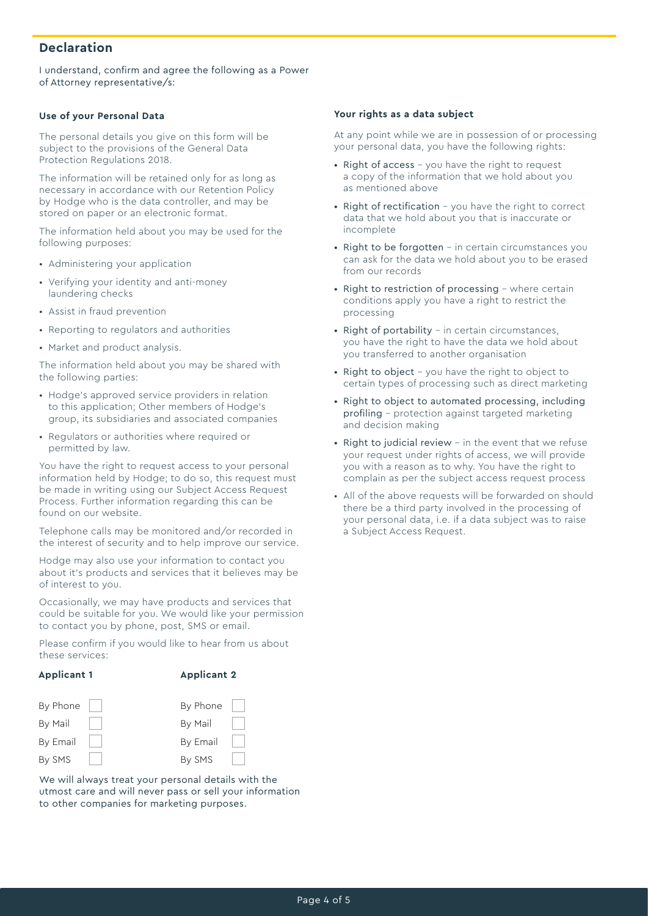## Declaration

I understand, confirm and agree the following as a Power of Attorney representative/s:

### Use of your Personal Data

The personal details you give on this form will be subject to the provisions of the General Data Protection Regulations 2018.

The information will be retained only for as long as necessary in accordance with our Retention Policy by Hodge who is the data controller, and may be stored on paper or an electronic format.

The information held about you may be used for the following purposes:

- Administering your application
- Verifying your identity and anti-money laundering checks
- Assist in fraud prevention
- Reporting to regulators and authorities
- Market and product analysis.

The information held about you may be shared with the following parties:

- Hodge's approved service providers in relation to this application; Other members of Hodge's group, its subsidiaries and associated companies
- Regulators or authorities where required or permitted by law.

You have the right to request access to your personal information held by Hodge; to do so, this request must be made in writing using our Subject Access Request Process. Further information regarding this can be found on our website.

Telephone calls may be monitored and/or recorded in the interest of security and to help improve our service.

Hodge may also use your information to contact you about it's products and services that it believes may be of interest to you.

Occasionally, we may have products and services that could be suitable for you. We would like your permission to contact you by phone, post, SMS or email.

Please confirm if you would like to hear from us about these services:

| Applicant 1 | | Applicant 2 | |
|---|---|---|---|
| By Phone | ☐ | By Phone | ☐ |
| By Mail | ☐ | By Mail | ☐ |
| By Email | ☐ | By Email | ☐ |
| By SMS | ☐ | By SMS | ☐ |

We will always treat your personal details with the utmost care and will never pass or sell your information to other companies for marketing purposes.

### Your rights as a data subject

At any point while we are in possession of or processing your personal data, you have the following rights:

- Right of access – you have the right to request a copy of the information that we hold about you as mentioned above
- Right of rectification – you have the right to correct data that we hold about you that is inaccurate or incomplete
- Right to be forgotten – in certain circumstances you can ask for the data we hold about you to be erased from our records
- Right to restriction of processing – where certain conditions apply you have a right to restrict the processing
- Right of portability – in certain circumstances, you have the right to have the data we hold about you transferred to another organisation
- Right to object – you have the right to object to certain types of processing such as direct marketing
- Right to object to automated processing, including profiling – protection against targeted marketing and decision making
- Right to judicial review – in the event that we refuse your request under rights of access, we will provide you with a reason as to why. You have the right to complain as per the subject access request process
- All of the above requests will be forwarded on should there be a third party involved in the processing of your personal data, i.e. if a data subject was to raise a Subject Access Request.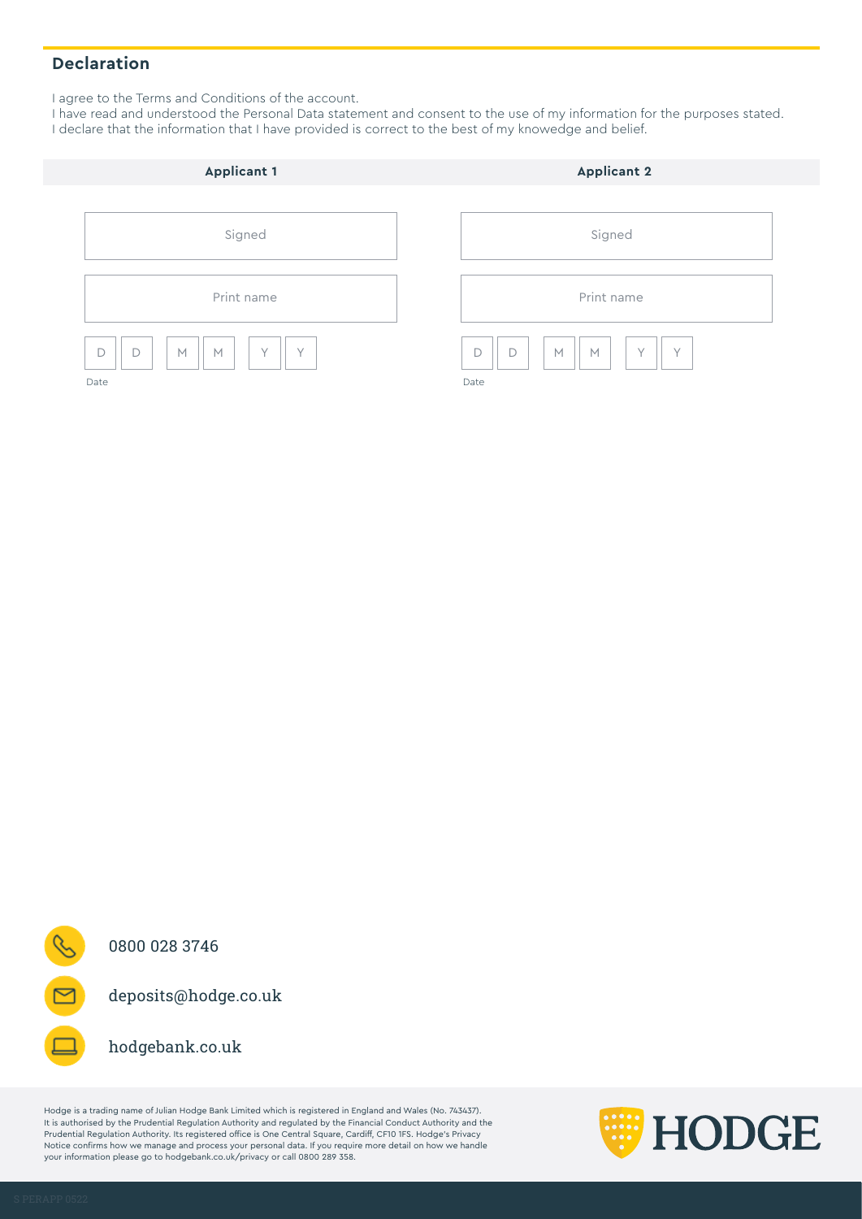## Declaration

I agree to the Terms and Conditions of the account.
I have read and understood the Personal Data statement and consent to the use of my information for the purposes stated.
I declare that the information that I have provided is correct to the best of my knowedge and belief.

| Applicant 1 | Applicant 2 |
| --- | --- |
| Signed | Signed |
| Print name | Print name |
| D D M M Y Y<br>Date | D D M M Y Y<br>Date |

0800 028 3746

deposits@hodge.co.uk

hodgebank.co.uk

Hodge is a trading name of Julian Hodge Bank Limited which is registered in England and Wales (No. 743437). It is authorised by the Prudential Regulation Authority and regulated by the Financial Conduct Authority and the Prudential Regulation Authority. Its registered office is One Central Square, Cardiff, CF10 1FS. Hodge's Privacy Notice confirms how we manage and process your personal data. If you require more detail on how we handle your information please go to hodgebank.co.uk/privacy or call 0800 289 358.

HODGE

S PERAPP 0522